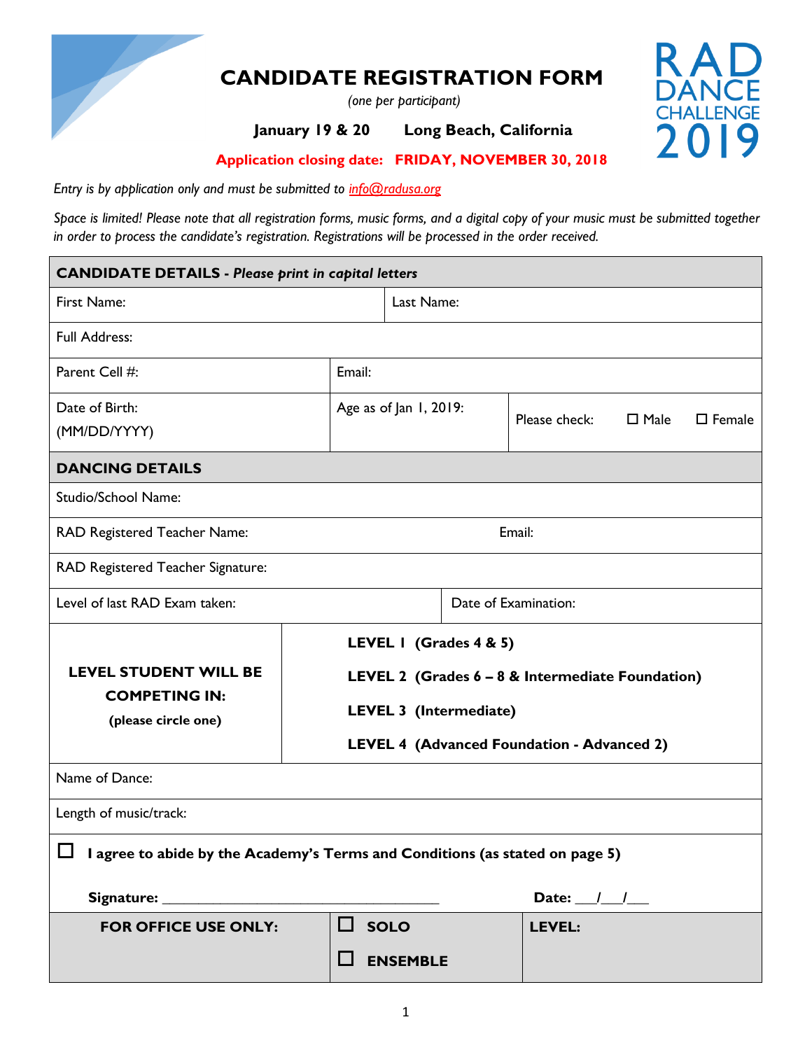# CANDIDATE REGISTRATION FORM

*(one per participant)*

**January 19 & 20    Long Beach, California**

**Application closing date: FRIDAY, NOVEMBER 30, 2018**

RAD DANCE CHALLENGE 2019

*Entry is by application only and must be submitted to info@radusa.org*

*Space is limited! Please note that all registration forms, music forms, and a digital copy of your music must be submitted together in order to process the candidate's registration. Registrations will be processed in the order received.*

| **CANDIDATE DETAILS - *Please print in capital letters*** | | |
|---|---|---|
| First Name: | Last Name: | |
| Full Address: | | |
| Parent Cell #: | Email: | |
| Date of Birth: (MM/DD/YYYY) | Age as of Jan 1, 2019: | Please check: ☐ Male ☐ Female |
| **DANCING DETAILS** | | |
| Studio/School Name: | | |
| RAD Registered Teacher Name: | Email: | |
| RAD Registered Teacher Signature: | | |
| Level of last RAD Exam taken: | Date of Examination: | |
| **LEVEL STUDENT WILL BE COMPETING IN:** **(please circle one)** | **LEVEL 1 (Grades 4 & 5)**<br>**LEVEL 2 (Grades 6 – 8 & Intermediate Foundation)**<br>**LEVEL 3 (Intermediate)**<br>**LEVEL 4 (Advanced Foundation - Advanced 2)** | |
| Name of Dance: | | |
| Length of music/track: | | |
| ☐ **I agree to abide by the Academy's Terms and Conditions (as stated on page 5)**<br>**Signature:** ______________________ | **Date:** ___/___/___ | |
| **FOR OFFICE USE ONLY:** | ☐ **SOLO**<br>☐ **ENSEMBLE** | **LEVEL:** |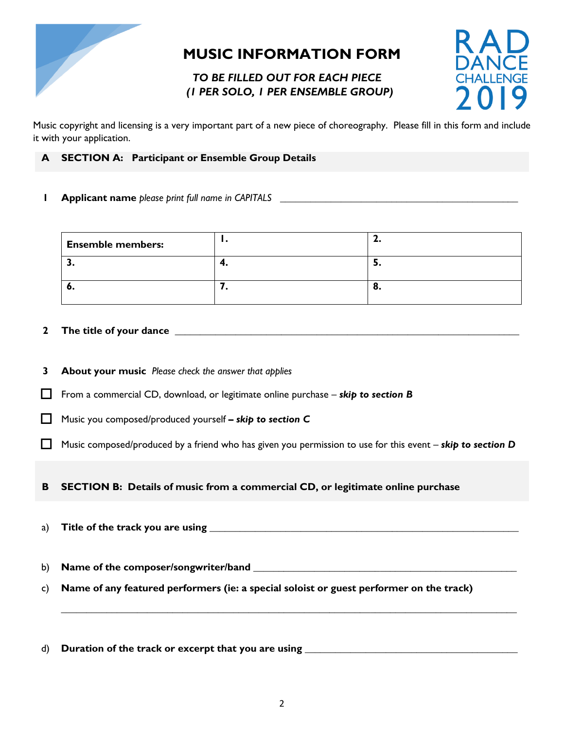# MUSIC INFORMATION FORM

***TO BE FILLED OUT FOR EACH PIECE***
***(1 PER SOLO, 1 PER ENSEMBLE GROUP)***

RAD DANCE CHALLENGE 2019

Music copyright and licensing is a very important part of a new piece of choreography. Please fill in this form and include it with your application.

## A SECTION A: Participant or Ensemble Group Details

**1 Applicant name** *please print full name in CAPITALS* ______________________________________________

| **Ensemble members:** | **1.** | **2.** |
|---|---|---|
| **3.** | **4.** | **5.** |
| **6.** | **7.** | **8.** |

**2 The title of your dance** ______________________________________________________________

**3 About your music** *Please check the answer that applies*

☐ From a commercial CD, download, or legitimate online purchase – ***skip to section B***

☐ Music you composed/produced yourself **–** ***skip to section C***

☐ Music composed/produced by a friend who has given you permission to use for this event – ***skip to section D***

## B SECTION B: Details of music from a commercial CD, or legitimate online purchase

a) **Title of the track you are using** ____________________________________________________

b) **Name of the composer/songwriter/band** ______________________________________________

c) **Name of any featured performers (ie: a special soloist or guest performer on the track)**

____________________________________________________________________________________

d) **Duration of the track or excerpt that you are using** ________________________________________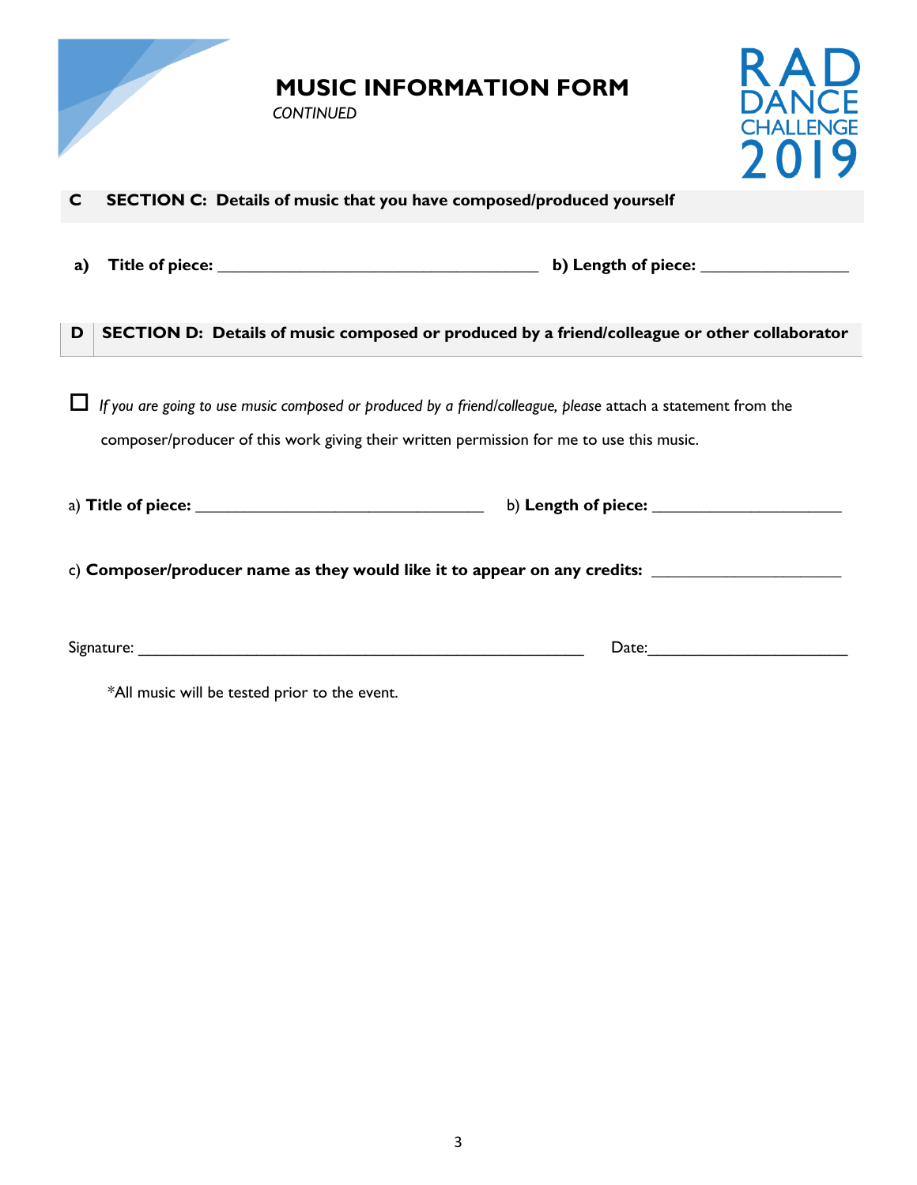# MUSIC INFORMATION FORM

*CONTINUED*

RAD DANCE CHALLENGE 2019

## C SECTION C: Details of music that you have composed/produced yourself

**a) Title of piece:** ____________________________________ **b) Length of piece:** ________________

## D SECTION D: Details of music composed or produced by a friend/colleague or other collaborator

☐ *If you are going to use music composed or produced by a friend/colleague, please* attach a statement from the composer/producer of this work giving their written permission for me to use this music.

a) **Title of piece:** ________________________________ b) **Length of piece:** _____________________

c) **Composer/producer name as they would like it to appear on any credits:** _____________________

Signature: __________________________________________________ Date:______________________

*All music will be tested prior to the event.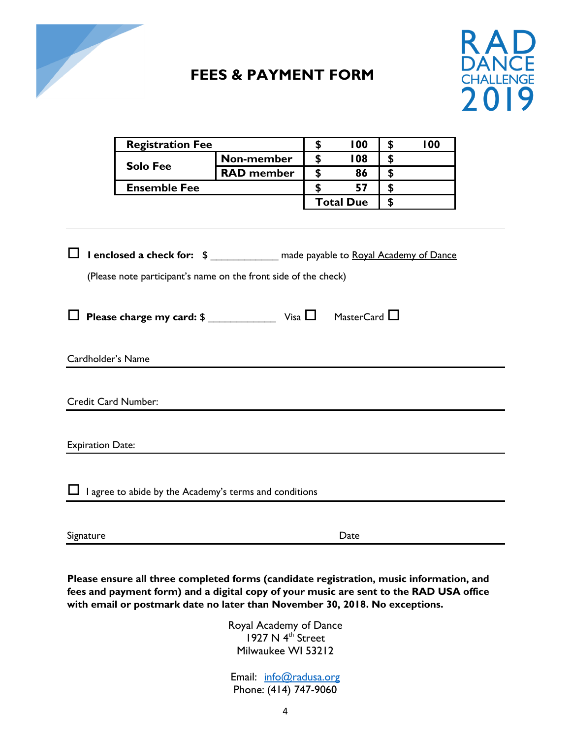# FEES & PAYMENT FORM

RAD DANCE CHALLENGE 2019

| Registration Fee | | $ 100 | $ 100 |
|---|---|---|---|
| Solo Fee | Non-member | $ 108 | $ |
| | RAD member | $ 86 | $ |
| Ensemble Fee | | $ 57 | $ |
| | | Total Due | $ |

---

☐ **I enclosed a check for:** $ ____________ made payable to Royal Academy of Dance

(Please note participant's name on the front side of the check)

☐ **Please charge my card:** $ ____________ Visa ☐ MasterCard ☐

Cardholder's Name ____________________________________________

Credit Card Number: ____________________________________________

Expiration Date: ____________________________________________

☐ I agree to abide by the Academy's terms and conditions

Signature ______________________ Date ______________________

**Please ensure all three completed forms (candidate registration, music information, and fees and payment form) and a digital copy of your music are sent to the RAD USA office with email or postmark date no later than November 30, 2018. No exceptions.**

Royal Academy of Dance
1927 N 4th Street
Milwaukee WI 53212

Email: info@radusa.org
Phone: (414) 747-9060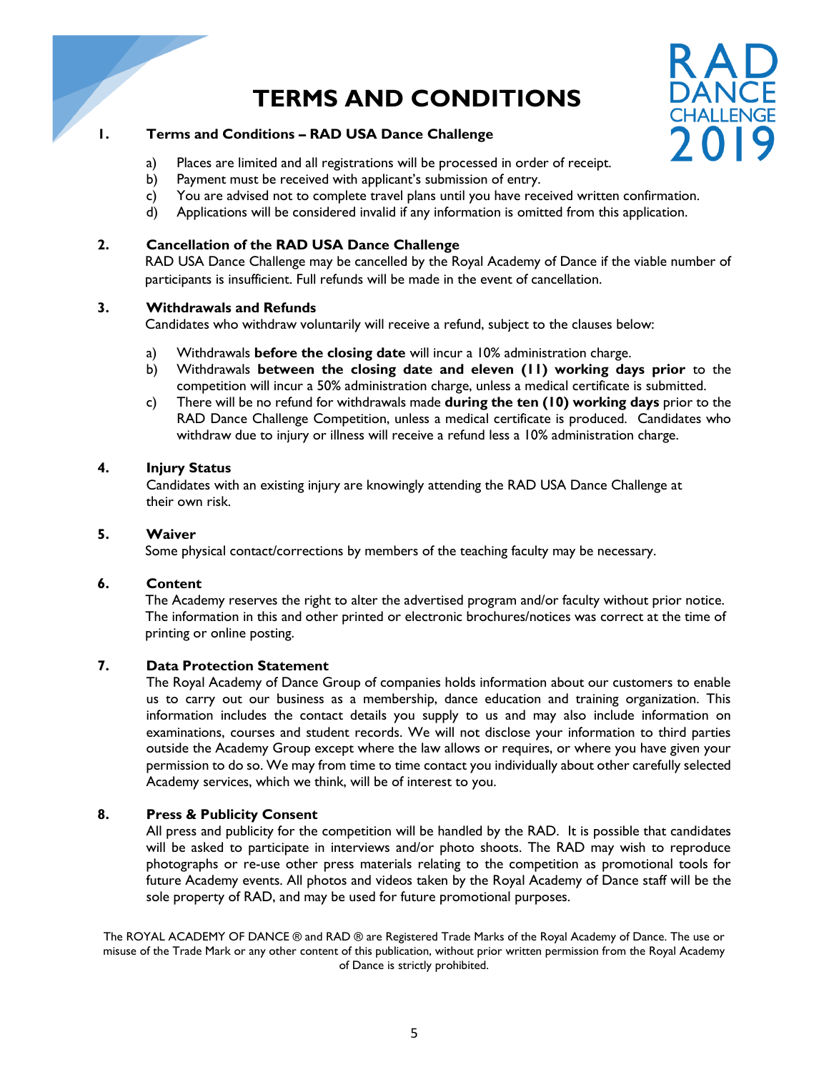# TERMS AND CONDITIONS

RAD DANCE CHALLENGE 2019

## 1. Terms and Conditions – RAD USA Dance Challenge

a) Places are limited and all registrations will be processed in order of receipt.
b) Payment must be received with applicant's submission of entry.
c) You are advised not to complete travel plans until you have received written confirmation.
d) Applications will be considered invalid if any information is omitted from this application.

## 2. Cancellation of the RAD USA Dance Challenge

RAD USA Dance Challenge may be cancelled by the Royal Academy of Dance if the viable number of participants is insufficient. Full refunds will be made in the event of cancellation.

## 3. Withdrawals and Refunds

Candidates who withdraw voluntarily will receive a refund, subject to the clauses below:

a) Withdrawals **before the closing date** will incur a 10% administration charge.
b) Withdrawals **between the closing date and eleven (11) working days prior** to the competition will incur a 50% administration charge, unless a medical certificate is submitted.
c) There will be no refund for withdrawals made **during the ten (10) working days** prior to the RAD Dance Challenge Competition, unless a medical certificate is produced. Candidates who withdraw due to injury or illness will receive a refund less a 10% administration charge.

## 4. Injury Status

Candidates with an existing injury are knowingly attending the RAD USA Dance Challenge at their own risk.

## 5. Waiver

Some physical contact/corrections by members of the teaching faculty may be necessary.

## 6. Content

The Academy reserves the right to alter the advertised program and/or faculty without prior notice. The information in this and other printed or electronic brochures/notices was correct at the time of printing or online posting.

## 7. Data Protection Statement

The Royal Academy of Dance Group of companies holds information about our customers to enable us to carry out our business as a membership, dance education and training organization. This information includes the contact details you supply to us and may also include information on examinations, courses and student records. We will not disclose your information to third parties outside the Academy Group except where the law allows or requires, or where you have given your permission to do so. We may from time to time contact you individually about other carefully selected Academy services, which we think, will be of interest to you.

## 8. Press & Publicity Consent

All press and publicity for the competition will be handled by the RAD. It is possible that candidates will be asked to participate in interviews and/or photo shoots. The RAD may wish to reproduce photographs or re-use other press materials relating to the competition as promotional tools for future Academy events. All photos and videos taken by the Royal Academy of Dance staff will be the sole property of RAD, and may be used for future promotional purposes.

The ROYAL ACADEMY OF DANCE ® and RAD ® are Registered Trade Marks of the Royal Academy of Dance. The use or misuse of the Trade Mark or any other content of this publication, without prior written permission from the Royal Academy of Dance is strictly prohibited.